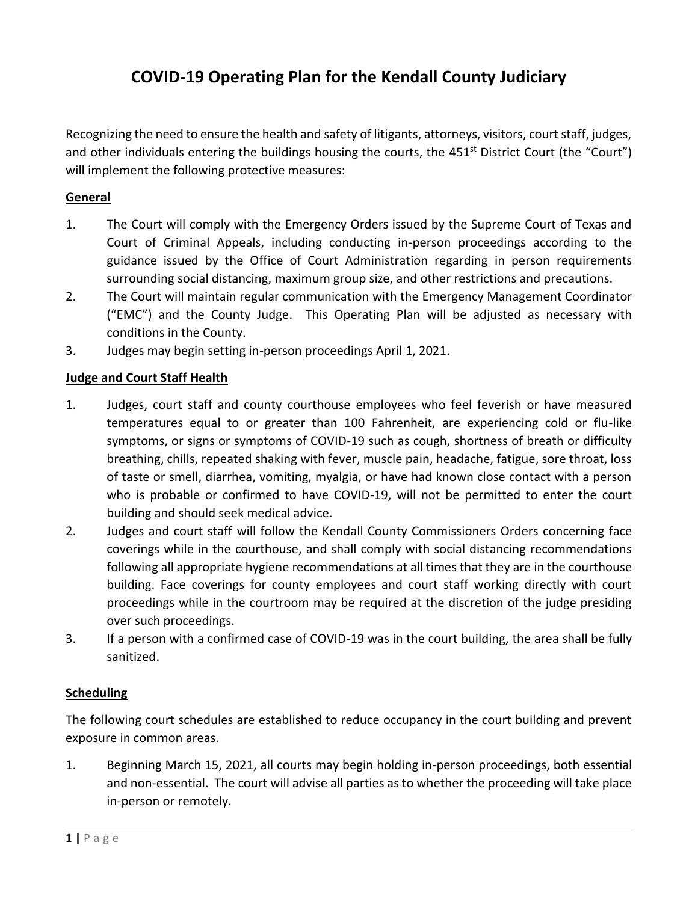# COVID-19 Operating Plan for the Kendall County Judiciary

Recognizing the need to ensure the health and safety of litigants, attorneys, visitors, court staff, judges, and other individuals entering the buildings housing the courts, the 451st District Court (the "Court") will implement the following protective measures:

## General

1. The Court will comply with the Emergency Orders issued by the Supreme Court of Texas and Court of Criminal Appeals, including conducting in-person proceedings according to the guidance issued by the Office of Court Administration regarding in person requirements surrounding social distancing, maximum group size, and other restrictions and precautions.
2. The Court will maintain regular communication with the Emergency Management Coordinator ("EMC") and the County Judge. This Operating Plan will be adjusted as necessary with conditions in the County.
3. Judges may begin setting in-person proceedings April 1, 2021.

## Judge and Court Staff Health

1. Judges, court staff and county courthouse employees who feel feverish or have measured temperatures equal to or greater than 100 Fahrenheit, are experiencing cold or flu-like symptoms, or signs or symptoms of COVID-19 such as cough, shortness of breath or difficulty breathing, chills, repeated shaking with fever, muscle pain, headache, fatigue, sore throat, loss of taste or smell, diarrhea, vomiting, myalgia, or have had known close contact with a person who is probable or confirmed to have COVID-19, will not be permitted to enter the court building and should seek medical advice.
2. Judges and court staff will follow the Kendall County Commissioners Orders concerning face coverings while in the courthouse, and shall comply with social distancing recommendations following all appropriate hygiene recommendations at all times that they are in the courthouse building. Face coverings for county employees and court staff working directly with court proceedings while in the courtroom may be required at the discretion of the judge presiding over such proceedings.
3. If a person with a confirmed case of COVID-19 was in the court building, the area shall be fully sanitized.

## Scheduling

The following court schedules are established to reduce occupancy in the court building and prevent exposure in common areas.

1. Beginning March 15, 2021, all courts may begin holding in-person proceedings, both essential and non-essential. The court will advise all parties as to whether the proceeding will take place in-person or remotely.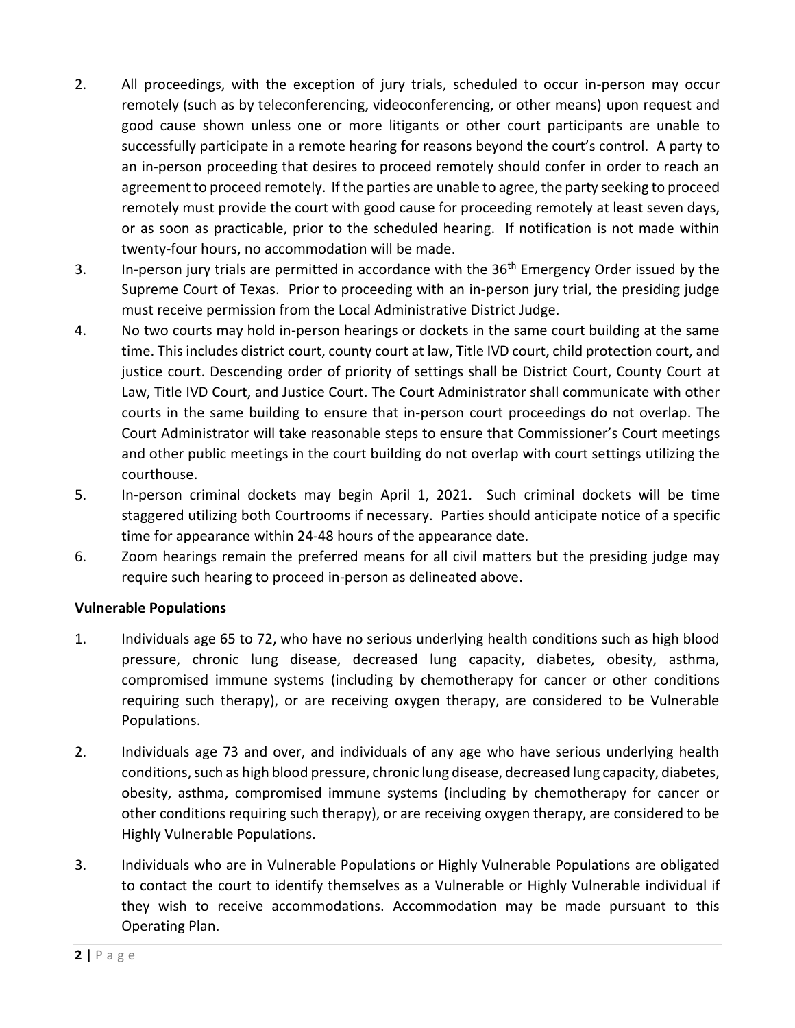2. All proceedings, with the exception of jury trials, scheduled to occur in-person may occur remotely (such as by teleconferencing, videoconferencing, or other means) upon request and good cause shown unless one or more litigants or other court participants are unable to successfully participate in a remote hearing for reasons beyond the court's control. A party to an in-person proceeding that desires to proceed remotely should confer in order to reach an agreement to proceed remotely. If the parties are unable to agree, the party seeking to proceed remotely must provide the court with good cause for proceeding remotely at least seven days, or as soon as practicable, prior to the scheduled hearing. If notification is not made within twenty-four hours, no accommodation will be made.
3. In-person jury trials are permitted in accordance with the 36th Emergency Order issued by the Supreme Court of Texas. Prior to proceeding with an in-person jury trial, the presiding judge must receive permission from the Local Administrative District Judge.
4. No two courts may hold in-person hearings or dockets in the same court building at the same time. This includes district court, county court at law, Title IVD court, child protection court, and justice court. Descending order of priority of settings shall be District Court, County Court at Law, Title IVD Court, and Justice Court. The Court Administrator shall communicate with other courts in the same building to ensure that in-person court proceedings do not overlap. The Court Administrator will take reasonable steps to ensure that Commissioner's Court meetings and other public meetings in the court building do not overlap with court settings utilizing the courthouse.
5. In-person criminal dockets may begin April 1, 2021. Such criminal dockets will be time staggered utilizing both Courtrooms if necessary. Parties should anticipate notice of a specific time for appearance within 24-48 hours of the appearance date.
6. Zoom hearings remain the preferred means for all civil matters but the presiding judge may require such hearing to proceed in-person as delineated above.

**Vulnerable Populations**

1. Individuals age 65 to 72, who have no serious underlying health conditions such as high blood pressure, chronic lung disease, decreased lung capacity, diabetes, obesity, asthma, compromised immune systems (including by chemotherapy for cancer or other conditions requiring such therapy), or are receiving oxygen therapy, are considered to be Vulnerable Populations.

2. Individuals age 73 and over, and individuals of any age who have serious underlying health conditions, such as high blood pressure, chronic lung disease, decreased lung capacity, diabetes, obesity, asthma, compromised immune systems (including by chemotherapy for cancer or other conditions requiring such therapy), or are receiving oxygen therapy, are considered to be Highly Vulnerable Populations.

3. Individuals who are in Vulnerable Populations or Highly Vulnerable Populations are obligated to contact the court to identify themselves as a Vulnerable or Highly Vulnerable individual if they wish to receive accommodations. Accommodation may be made pursuant to this Operating Plan.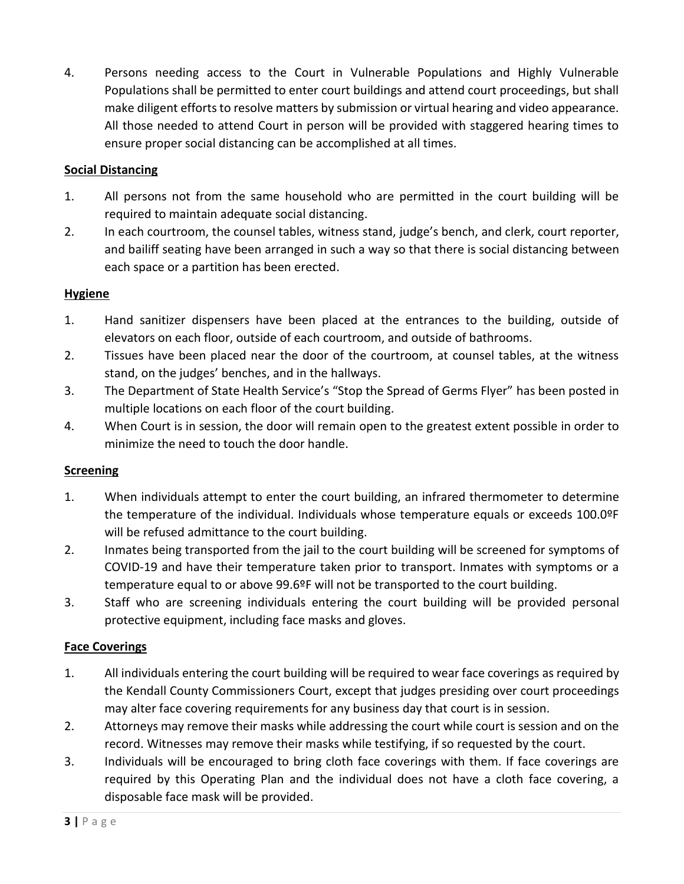4. Persons needing access to the Court in Vulnerable Populations and Highly Vulnerable Populations shall be permitted to enter court buildings and attend court proceedings, but shall make diligent efforts to resolve matters by submission or virtual hearing and video appearance. All those needed to attend Court in person will be provided with staggered hearing times to ensure proper social distancing can be accomplished at all times.

**Social Distancing**

1. All persons not from the same household who are permitted in the court building will be required to maintain adequate social distancing.
2. In each courtroom, the counsel tables, witness stand, judge's bench, and clerk, court reporter, and bailiff seating have been arranged in such a way so that there is social distancing between each space or a partition has been erected.

**Hygiene**

1. Hand sanitizer dispensers have been placed at the entrances to the building, outside of elevators on each floor, outside of each courtroom, and outside of bathrooms.
2. Tissues have been placed near the door of the courtroom, at counsel tables, at the witness stand, on the judges' benches, and in the hallways.
3. The Department of State Health Service's "Stop the Spread of Germs Flyer" has been posted in multiple locations on each floor of the court building.
4. When Court is in session, the door will remain open to the greatest extent possible in order to minimize the need to touch the door handle.

**Screening**

1. When individuals attempt to enter the court building, an infrared thermometer to determine the temperature of the individual. Individuals whose temperature equals or exceeds 100.0ºF will be refused admittance to the court building.
2. Inmates being transported from the jail to the court building will be screened for symptoms of COVID-19 and have their temperature taken prior to transport. Inmates with symptoms or a temperature equal to or above 99.6ºF will not be transported to the court building.
3. Staff who are screening individuals entering the court building will be provided personal protective equipment, including face masks and gloves.

**Face Coverings**

1. All individuals entering the court building will be required to wear face coverings as required by the Kendall County Commissioners Court, except that judges presiding over court proceedings may alter face covering requirements for any business day that court is in session.
2. Attorneys may remove their masks while addressing the court while court is session and on the record. Witnesses may remove their masks while testifying, if so requested by the court.
3. Individuals will be encouraged to bring cloth face coverings with them. If face coverings are required by this Operating Plan and the individual does not have a cloth face covering, a disposable face mask will be provided.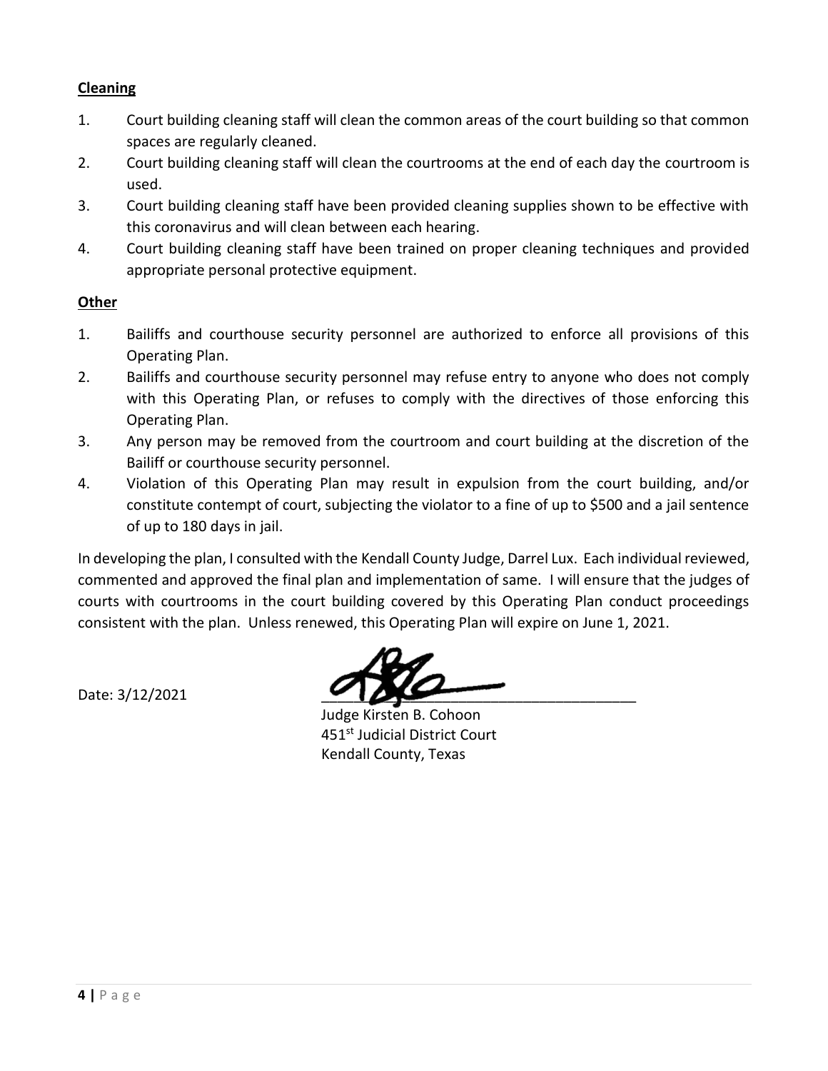**Cleaning**

1. Court building cleaning staff will clean the common areas of the court building so that common spaces are regularly cleaned.
2. Court building cleaning staff will clean the courtrooms at the end of each day the courtroom is used.
3. Court building cleaning staff have been provided cleaning supplies shown to be effective with this coronavirus and will clean between each hearing.
4. Court building cleaning staff have been trained on proper cleaning techniques and provided appropriate personal protective equipment.

**Other**

1. Bailiffs and courthouse security personnel are authorized to enforce all provisions of this Operating Plan.
2. Bailiffs and courthouse security personnel may refuse entry to anyone who does not comply with this Operating Plan, or refuses to comply with the directives of those enforcing this Operating Plan.
3. Any person may be removed from the courtroom and court building at the discretion of the Bailiff or courthouse security personnel.
4. Violation of this Operating Plan may result in expulsion from the court building, and/or constitute contempt of court, subjecting the violator to a fine of up to $500 and a jail sentence of up to 180 days in jail.

In developing the plan, I consulted with the Kendall County Judge, Darrel Lux. Each individual reviewed, commented and approved the final plan and implementation of same. I will ensure that the judges of courts with courtrooms in the court building covered by this Operating Plan conduct proceedings consistent with the plan. Unless renewed, this Operating Plan will expire on June 1, 2021.

Date: 3/12/2021

Judge Kirsten B. Cohoon
451st Judicial District Court
Kendall County, Texas